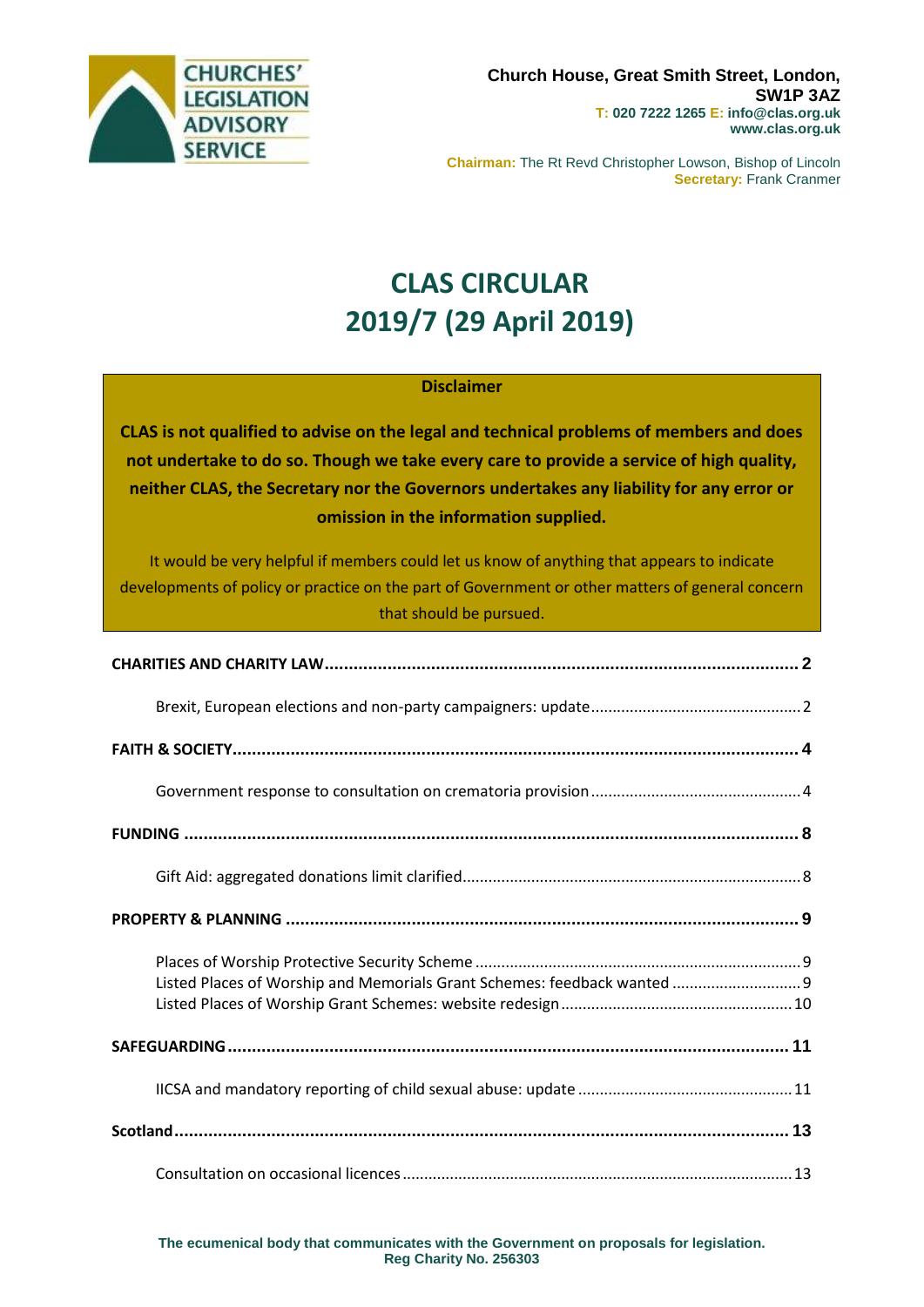CHURCHES' LEGISLATION ADVISORY SERVICE

Church House, Great Smith Street, London, SW1P 3AZ
**T:** 020 7222 1265 **E:** info@clas.org.uk
www.clas.org.uk

**Chairman:** The Rt Revd Christopher Lowson, Bishop of Lincoln
**Secretary:** Frank Cranmer

# CLAS CIRCULAR 2019/7 (29 April 2019)

**Disclaimer**

**CLAS is not qualified to advise on the legal and technical problems of members and does not undertake to do so. Though we take every care to provide a service of high quality, neither CLAS, the Secretary nor the Governors undertakes any liability for any error or omission in the information supplied.**

It would be very helpful if members could let us know of anything that appears to indicate developments of policy or practice on the part of Government or other matters of general concern that should be pursued.

**CHARITIES AND CHARITY LAW** .......... 2

- Brexit, European elections and non-party campaigners: update .......... 2

**FAITH & SOCIETY** .......... 4

- Government response to consultation on crematoria provision .......... 4

**FUNDING** .......... 8

- Gift Aid: aggregated donations limit clarified .......... 8

**PROPERTY & PLANNING** .......... 9

- Places of Worship Protective Security Scheme .......... 9
- Listed Places of Worship and Memorials Grant Schemes: feedback wanted .......... 9
- Listed Places of Worship Grant Schemes: website redesign .......... 10

**SAFEGUARDING** .......... 11

- IICSA and mandatory reporting of child sexual abuse: update .......... 11

**Scotland** .......... 13

- Consultation on occasional licences .......... 13

**The ecumenical body that communicates with the Government on proposals for legislation.**
**Reg Charity No. 256303**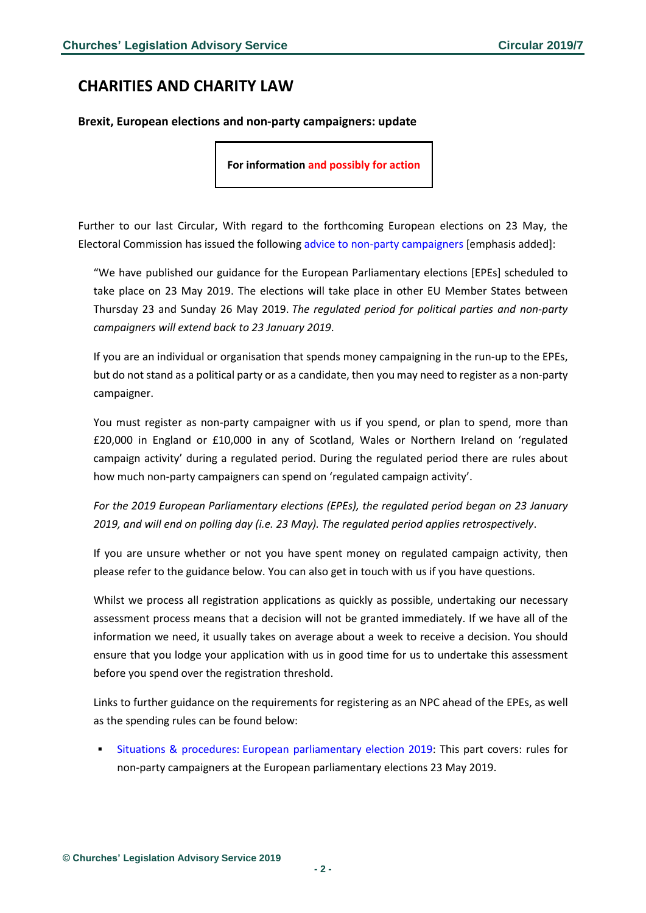## CHARITIES AND CHARITY LAW

### Brexit, European elections and non-party campaigners: update

**For information and possibly for action**

Further to our last Circular, With regard to the forthcoming European elections on 23 May, the Electoral Commission has issued the following advice to non-party campaigners [emphasis added]:

> "We have published our guidance for the European Parliamentary elections [EPEs] scheduled to take place on 23 May 2019. The elections will take place in other EU Member States between Thursday 23 and Sunday 26 May 2019. *The regulated period for political parties and non-party campaigners will extend back to 23 January 2019*.
>
> If you are an individual or organisation that spends money campaigning in the run-up to the EPEs, but do not stand as a political party or as a candidate, then you may need to register as a non-party campaigner.
>
> You must register as non-party campaigner with us if you spend, or plan to spend, more than £20,000 in England or £10,000 in any of Scotland, Wales or Northern Ireland on 'regulated campaign activity' during a regulated period. During the regulated period there are rules about how much non-party campaigners can spend on 'regulated campaign activity'.
>
> *For the 2019 European Parliamentary elections (EPEs), the regulated period began on 23 January 2019, and will end on polling day (i.e. 23 May). The regulated period applies retrospectively*.
>
> If you are unsure whether or not you have spent money on regulated campaign activity, then please refer to the guidance below. You can also get in touch with us if you have questions.
>
> Whilst we process all registration applications as quickly as possible, undertaking our necessary assessment process means that a decision will not be granted immediately. If we have all of the information we need, it usually takes on average about a week to receive a decision. You should ensure that you lodge your application with us in good time for us to undertake this assessment before you spend over the registration threshold.
>
> Links to further guidance on the requirements for registering as an NPC ahead of the EPEs, as well as the spending rules can be found below:
>
> - Situations & procedures: European parliamentary election 2019: This part covers: rules for non-party campaigners at the European parliamentary elections 23 May 2019.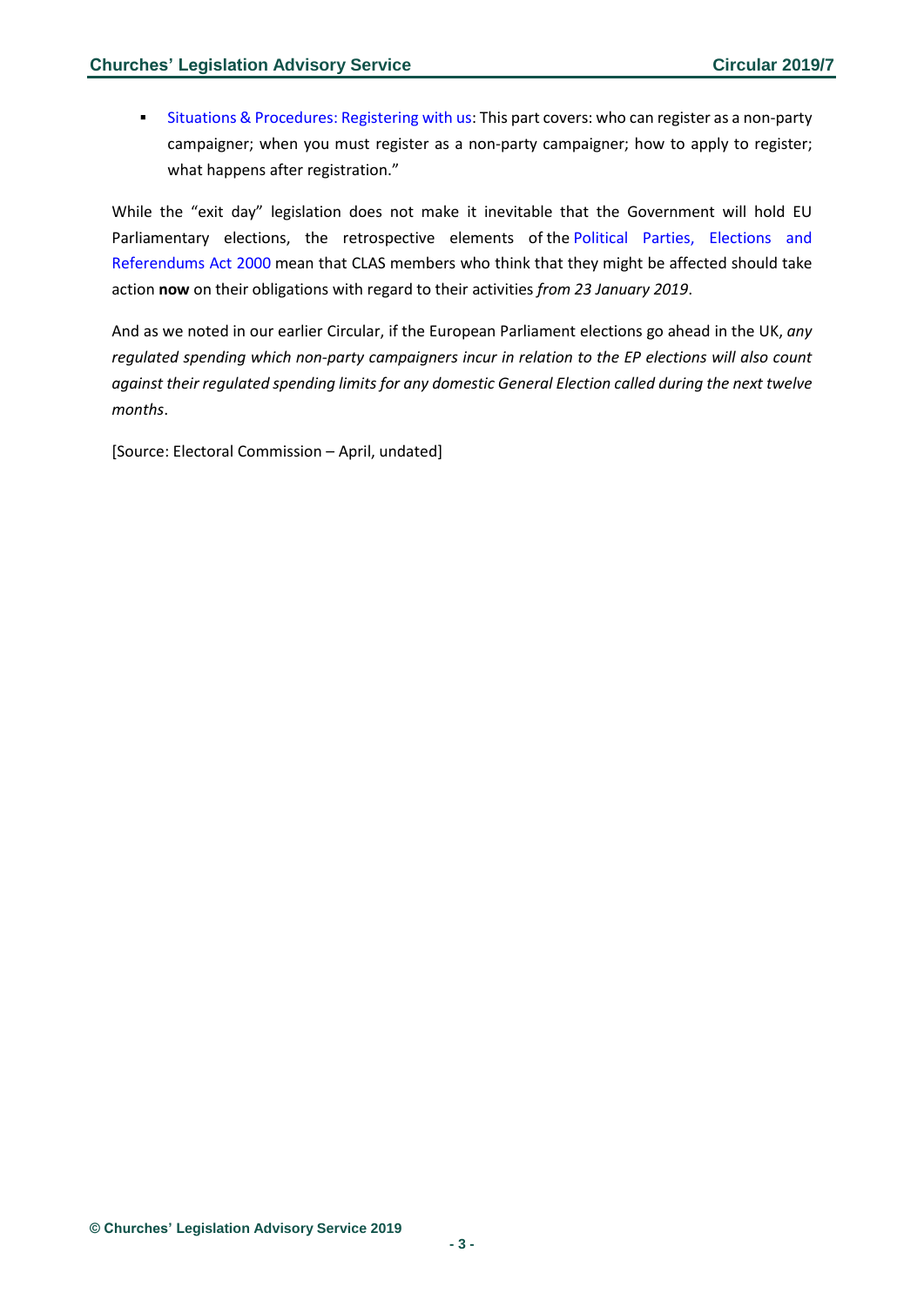- Situations & Procedures: Registering with us: This part covers: who can register as a non-party campaigner; when you must register as a non-party campaigner; how to apply to register; what happens after registration."

While the "exit day" legislation does not make it inevitable that the Government will hold EU Parliamentary elections, the retrospective elements of the Political Parties, Elections and Referendums Act 2000 mean that CLAS members who think that they might be affected should take action **now** on their obligations with regard to their activities *from 23 January 2019*.

And as we noted in our earlier Circular, if the European Parliament elections go ahead in the UK, *any regulated spending which non-party campaigners incur in relation to the EP elections will also count against their regulated spending limits for any domestic General Election called during the next twelve months*.

[Source: Electoral Commission – April, undated]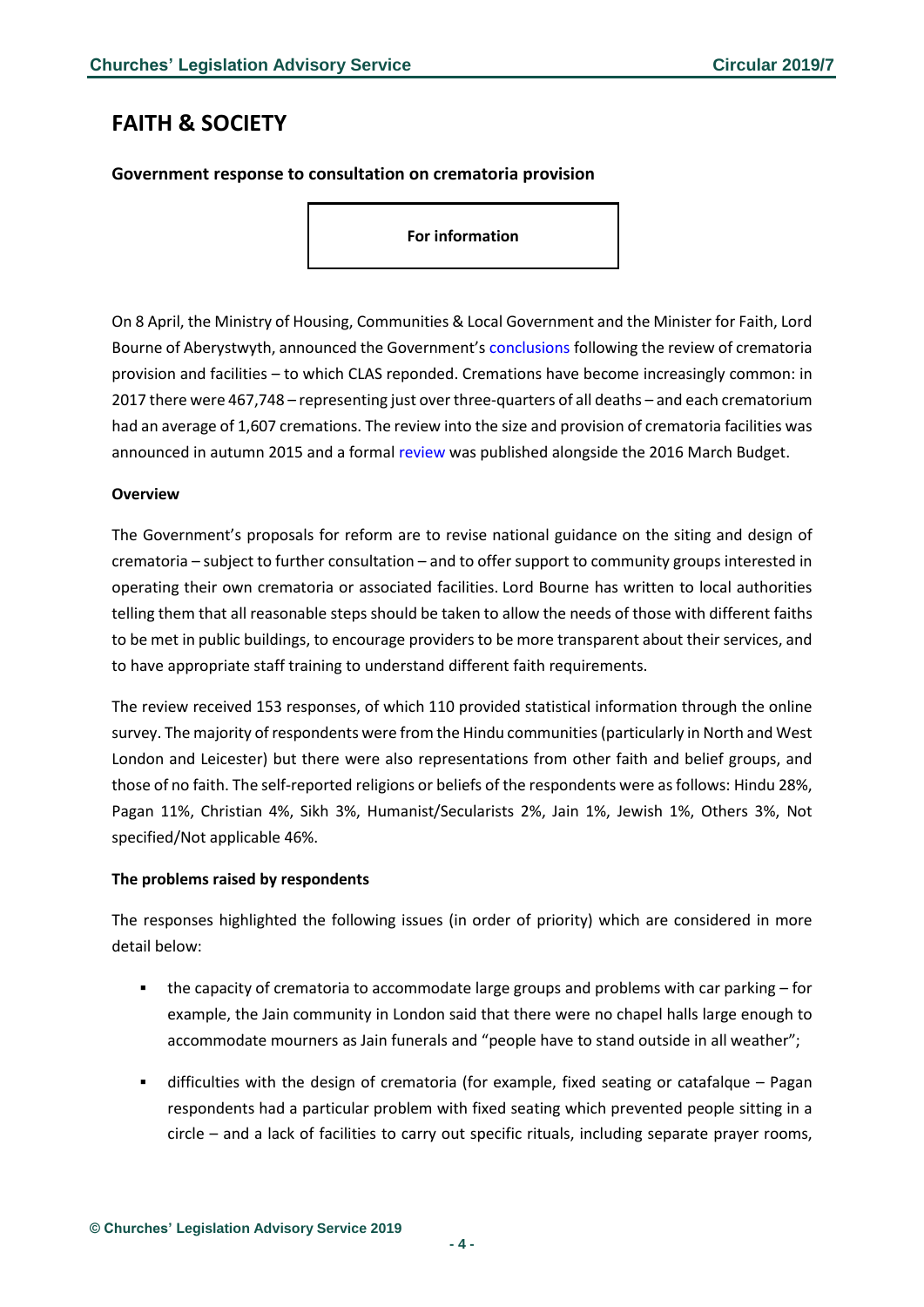## FAITH & SOCIETY

### Government response to consultation on crematoria provision

**For information**

On 8 April, the Ministry of Housing, Communities & Local Government and the Minister for Faith, Lord Bourne of Aberystwyth, announced the Government's conclusions following the review of crematoria provision and facilities – to which CLAS reponded. Cremations have become increasingly common: in 2017 there were 467,748 – representing just over three-quarters of all deaths – and each crematorium had an average of 1,607 cremations. The review into the size and provision of crematoria facilities was announced in autumn 2015 and a formal review was published alongside the 2016 March Budget.

**Overview**

The Government's proposals for reform are to revise national guidance on the siting and design of crematoria – subject to further consultation – and to offer support to community groups interested in operating their own crematoria or associated facilities. Lord Bourne has written to local authorities telling them that all reasonable steps should be taken to allow the needs of those with different faiths to be met in public buildings, to encourage providers to be more transparent about their services, and to have appropriate staff training to understand different faith requirements.

The review received 153 responses, of which 110 provided statistical information through the online survey. The majority of respondents were from the Hindu communities (particularly in North and West London and Leicester) but there were also representations from other faith and belief groups, and those of no faith. The self-reported religions or beliefs of the respondents were as follows: Hindu 28%, Pagan 11%, Christian 4%, Sikh 3%, Humanist/Secularists 2%, Jain 1%, Jewish 1%, Others 3%, Not specified/Not applicable 46%.

**The problems raised by respondents**

The responses highlighted the following issues (in order of priority) which are considered in more detail below:

- the capacity of crematoria to accommodate large groups and problems with car parking – for example, the Jain community in London said that there were no chapel halls large enough to accommodate mourners as Jain funerals and "people have to stand outside in all weather";
- difficulties with the design of crematoria (for example, fixed seating or catafalque – Pagan respondents had a particular problem with fixed seating which prevented people sitting in a circle – and a lack of facilities to carry out specific rituals, including separate prayer rooms,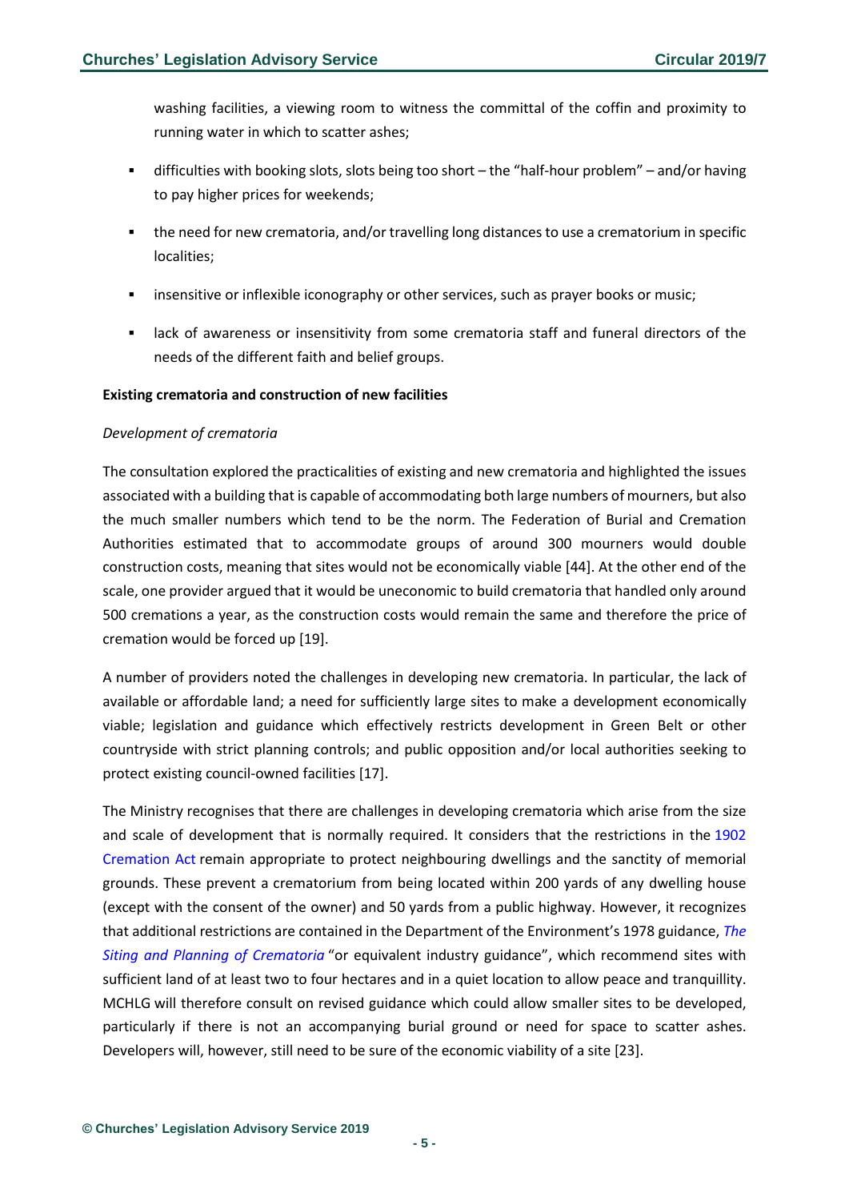washing facilities, a viewing room to witness the committal of the coffin and proximity to running water in which to scatter ashes;

- difficulties with booking slots, slots being too short – the "half-hour problem" – and/or having to pay higher prices for weekends;
- the need for new crematoria, and/or travelling long distances to use a crematorium in specific localities;
- insensitive or inflexible iconography or other services, such as prayer books or music;
- lack of awareness or insensitivity from some crematoria staff and funeral directors of the needs of the different faith and belief groups.

**Existing crematoria and construction of new facilities**

*Development of crematoria*

The consultation explored the practicalities of existing and new crematoria and highlighted the issues associated with a building that is capable of accommodating both large numbers of mourners, but also the much smaller numbers which tend to be the norm. The Federation of Burial and Cremation Authorities estimated that to accommodate groups of around 300 mourners would double construction costs, meaning that sites would not be economically viable [44]. At the other end of the scale, one provider argued that it would be uneconomic to build crematoria that handled only around 500 cremations a year, as the construction costs would remain the same and therefore the price of cremation would be forced up [19].

A number of providers noted the challenges in developing new crematoria. In particular, the lack of available or affordable land; a need for sufficiently large sites to make a development economically viable; legislation and guidance which effectively restricts development in Green Belt or other countryside with strict planning controls; and public opposition and/or local authorities seeking to protect existing council-owned facilities [17].

The Ministry recognises that there are challenges in developing crematoria which arise from the size and scale of development that is normally required. It considers that the restrictions in the 1902 Cremation Act remain appropriate to protect neighbouring dwellings and the sanctity of memorial grounds. These prevent a crematorium from being located within 200 yards of any dwelling house (except with the consent of the owner) and 50 yards from a public highway. However, it recognizes that additional restrictions are contained in the Department of the Environment's 1978 guidance, *The Siting and Planning of Crematoria* "or equivalent industry guidance", which recommend sites with sufficient land of at least two to four hectares and in a quiet location to allow peace and tranquillity. MCHLG will therefore consult on revised guidance which could allow smaller sites to be developed, particularly if there is not an accompanying burial ground or need for space to scatter ashes. Developers will, however, still need to be sure of the economic viability of a site [23].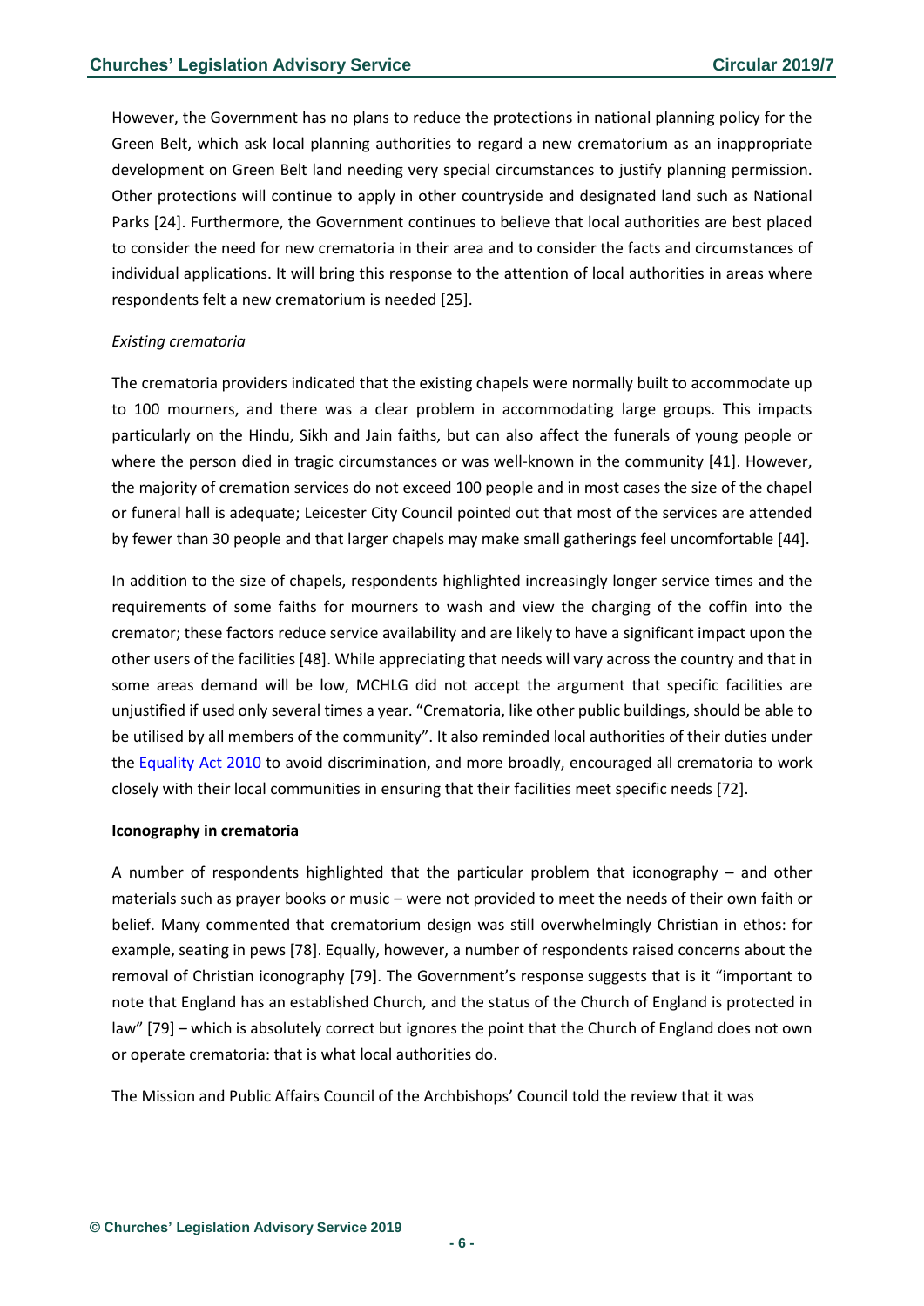However, the Government has no plans to reduce the protections in national planning policy for the Green Belt, which ask local planning authorities to regard a new crematorium as an inappropriate development on Green Belt land needing very special circumstances to justify planning permission. Other protections will continue to apply in other countryside and designated land such as National Parks [24]. Furthermore, the Government continues to believe that local authorities are best placed to consider the need for new crematoria in their area and to consider the facts and circumstances of individual applications. It will bring this response to the attention of local authorities in areas where respondents felt a new crematorium is needed [25].

*Existing crematoria*

The crematoria providers indicated that the existing chapels were normally built to accommodate up to 100 mourners, and there was a clear problem in accommodating large groups. This impacts particularly on the Hindu, Sikh and Jain faiths, but can also affect the funerals of young people or where the person died in tragic circumstances or was well-known in the community [41]. However, the majority of cremation services do not exceed 100 people and in most cases the size of the chapel or funeral hall is adequate; Leicester City Council pointed out that most of the services are attended by fewer than 30 people and that larger chapels may make small gatherings feel uncomfortable [44].

In addition to the size of chapels, respondents highlighted increasingly longer service times and the requirements of some faiths for mourners to wash and view the charging of the coffin into the cremator; these factors reduce service availability and are likely to have a significant impact upon the other users of the facilities [48]. While appreciating that needs will vary across the country and that in some areas demand will be low, MCHLG did not accept the argument that specific facilities are unjustified if used only several times a year. "Crematoria, like other public buildings, should be able to be utilised by all members of the community". It also reminded local authorities of their duties under the Equality Act 2010 to avoid discrimination, and more broadly, encouraged all crematoria to work closely with their local communities in ensuring that their facilities meet specific needs [72].

**Iconography in crematoria**

A number of respondents highlighted that the particular problem that iconography – and other materials such as prayer books or music – were not provided to meet the needs of their own faith or belief. Many commented that crematorium design was still overwhelmingly Christian in ethos: for example, seating in pews [78]. Equally, however, a number of respondents raised concerns about the removal of Christian iconography [79]. The Government's response suggests that is it "important to note that England has an established Church, and the status of the Church of England is protected in law" [79] – which is absolutely correct but ignores the point that the Church of England does not own or operate crematoria: that is what local authorities do.

The Mission and Public Affairs Council of the Archbishops' Council told the review that it was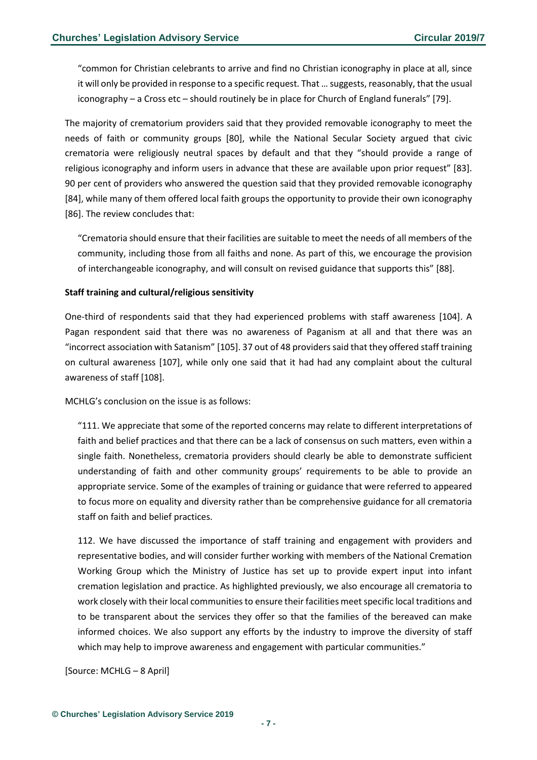"common for Christian celebrants to arrive and find no Christian iconography in place at all, since it will only be provided in response to a specific request. That … suggests, reasonably, that the usual iconography – a Cross etc – should routinely be in place for Church of England funerals" [79].

The majority of crematorium providers said that they provided removable iconography to meet the needs of faith or community groups [80], while the National Secular Society argued that civic crematoria were religiously neutral spaces by default and that they "should provide a range of religious iconography and inform users in advance that these are available upon prior request" [83]. 90 per cent of providers who answered the question said that they provided removable iconography [84], while many of them offered local faith groups the opportunity to provide their own iconography [86]. The review concludes that:

> "Crematoria should ensure that their facilities are suitable to meet the needs of all members of the community, including those from all faiths and none. As part of this, we encourage the provision of interchangeable iconography, and will consult on revised guidance that supports this" [88].

**Staff training and cultural/religious sensitivity**

One-third of respondents said that they had experienced problems with staff awareness [104]. A Pagan respondent said that there was no awareness of Paganism at all and that there was an "incorrect association with Satanism" [105]. 37 out of 48 providers said that they offered staff training on cultural awareness [107], while only one said that it had had any complaint about the cultural awareness of staff [108].

MCHLG's conclusion on the issue is as follows:

> "111. We appreciate that some of the reported concerns may relate to different interpretations of faith and belief practices and that there can be a lack of consensus on such matters, even within a single faith. Nonetheless, crematoria providers should clearly be able to demonstrate sufficient understanding of faith and other community groups' requirements to be able to provide an appropriate service. Some of the examples of training or guidance that were referred to appeared to focus more on equality and diversity rather than be comprehensive guidance for all crematoria staff on faith and belief practices.
>
> 112. We have discussed the importance of staff training and engagement with providers and representative bodies, and will consider further working with members of the National Cremation Working Group which the Ministry of Justice has set up to provide expert input into infant cremation legislation and practice. As highlighted previously, we also encourage all crematoria to work closely with their local communities to ensure their facilities meet specific local traditions and to be transparent about the services they offer so that the families of the bereaved can make informed choices. We also support any efforts by the industry to improve the diversity of staff which may help to improve awareness and engagement with particular communities."

[Source: MCHLG – 8 April]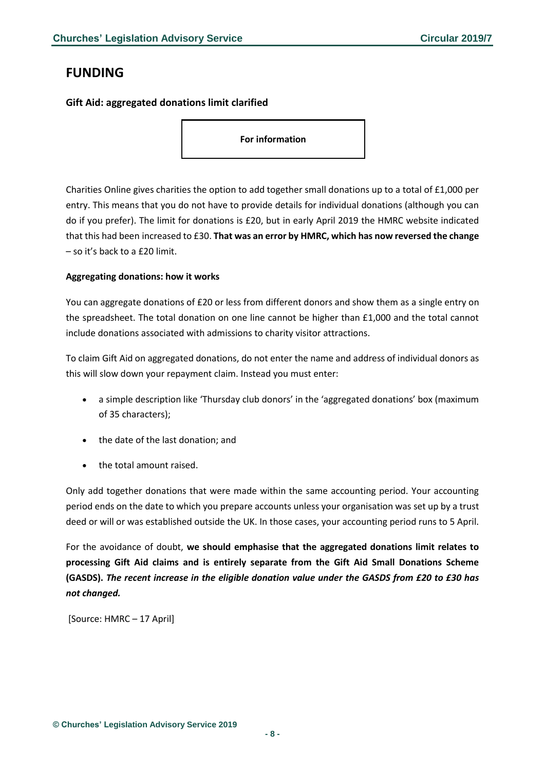## FUNDING

### Gift Aid: aggregated donations limit clarified

**For information**

Charities Online gives charities the option to add together small donations up to a total of £1,000 per entry. This means that you do not have to provide details for individual donations (although you can do if you prefer). The limit for donations is £20, but in early April 2019 the HMRC website indicated that this had been increased to £30. **That was an error by HMRC, which has now reversed the change** – so it's back to a £20 limit.

**Aggregating donations: how it works**

You can aggregate donations of £20 or less from different donors and show them as a single entry on the spreadsheet. The total donation on one line cannot be higher than £1,000 and the total cannot include donations associated with admissions to charity visitor attractions.

To claim Gift Aid on aggregated donations, do not enter the name and address of individual donors as this will slow down your repayment claim. Instead you must enter:

- a simple description like 'Thursday club donors' in the 'aggregated donations' box (maximum of 35 characters);
- the date of the last donation; and
- the total amount raised.

Only add together donations that were made within the same accounting period. Your accounting period ends on the date to which you prepare accounts unless your organisation was set up by a trust deed or will or was established outside the UK. In those cases, your accounting period runs to 5 April.

For the avoidance of doubt, **we should emphasise that the aggregated donations limit relates to processing Gift Aid claims and is entirely separate from the Gift Aid Small Donations Scheme (GASDS).** ***The recent increase in the eligible donation value under the GASDS from £20 to £30 has not changed.***

[Source: HMRC – 17 April]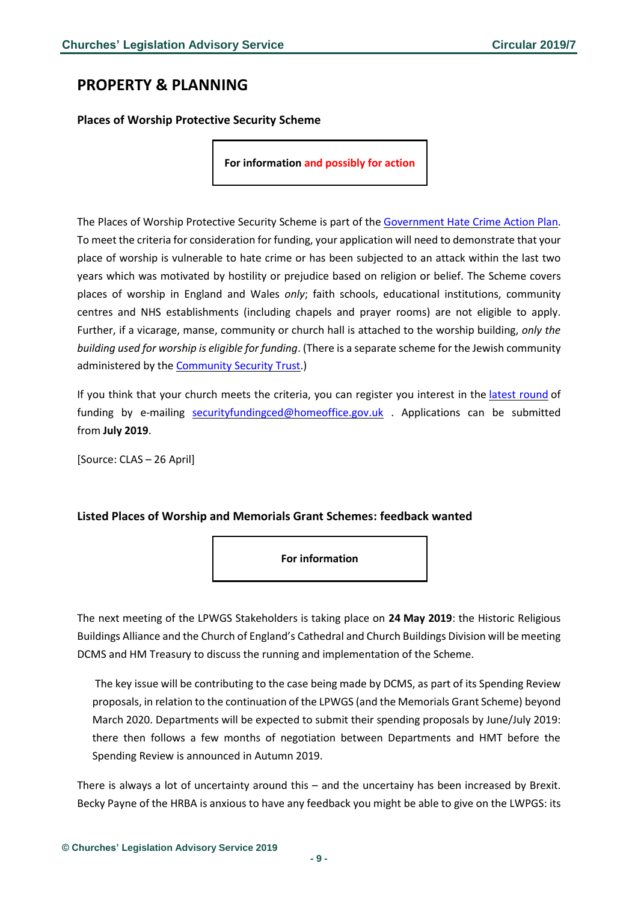## PROPERTY & PLANNING

### Places of Worship Protective Security Scheme

**For information and possibly for action**

The Places of Worship Protective Security Scheme is part of the Government Hate Crime Action Plan. To meet the criteria for consideration for funding, your application will need to demonstrate that your place of worship is vulnerable to hate crime or has been subjected to an attack within the last two years which was motivated by hostility or prejudice based on religion or belief. The Scheme covers places of worship in England and Wales *only*; faith schools, educational institutions, community centres and NHS establishments (including chapels and prayer rooms) are not eligible to apply. Further, if a vicarage, manse, community or church hall is attached to the worship building, *only the building used for worship is eligible for funding*. (There is a separate scheme for the Jewish community administered by the Community Security Trust.)

If you think that your church meets the criteria, you can register you interest in the latest round of funding by e-mailing securityfundingced@homeoffice.gov.uk . Applications can be submitted from **July 2019**.

[Source: CLAS – 26 April]

### Listed Places of Worship and Memorials Grant Schemes: feedback wanted

**For information**

The next meeting of the LPWGS Stakeholders is taking place on **24 May 2019**: the Historic Religious Buildings Alliance and the Church of England's Cathedral and Church Buildings Division will be meeting DCMS and HM Treasury to discuss the running and implementation of the Scheme.

> The key issue will be contributing to the case being made by DCMS, as part of its Spending Review proposals, in relation to the continuation of the LPWGS (and the Memorials Grant Scheme) beyond March 2020. Departments will be expected to submit their spending proposals by June/July 2019: there then follows a few months of negotiation between Departments and HMT before the Spending Review is announced in Autumn 2019.

There is always a lot of uncertainty around this – and the uncertainy has been increased by Brexit. Becky Payne of the HRBA is anxious to have any feedback you might be able to give on the LWPGS: its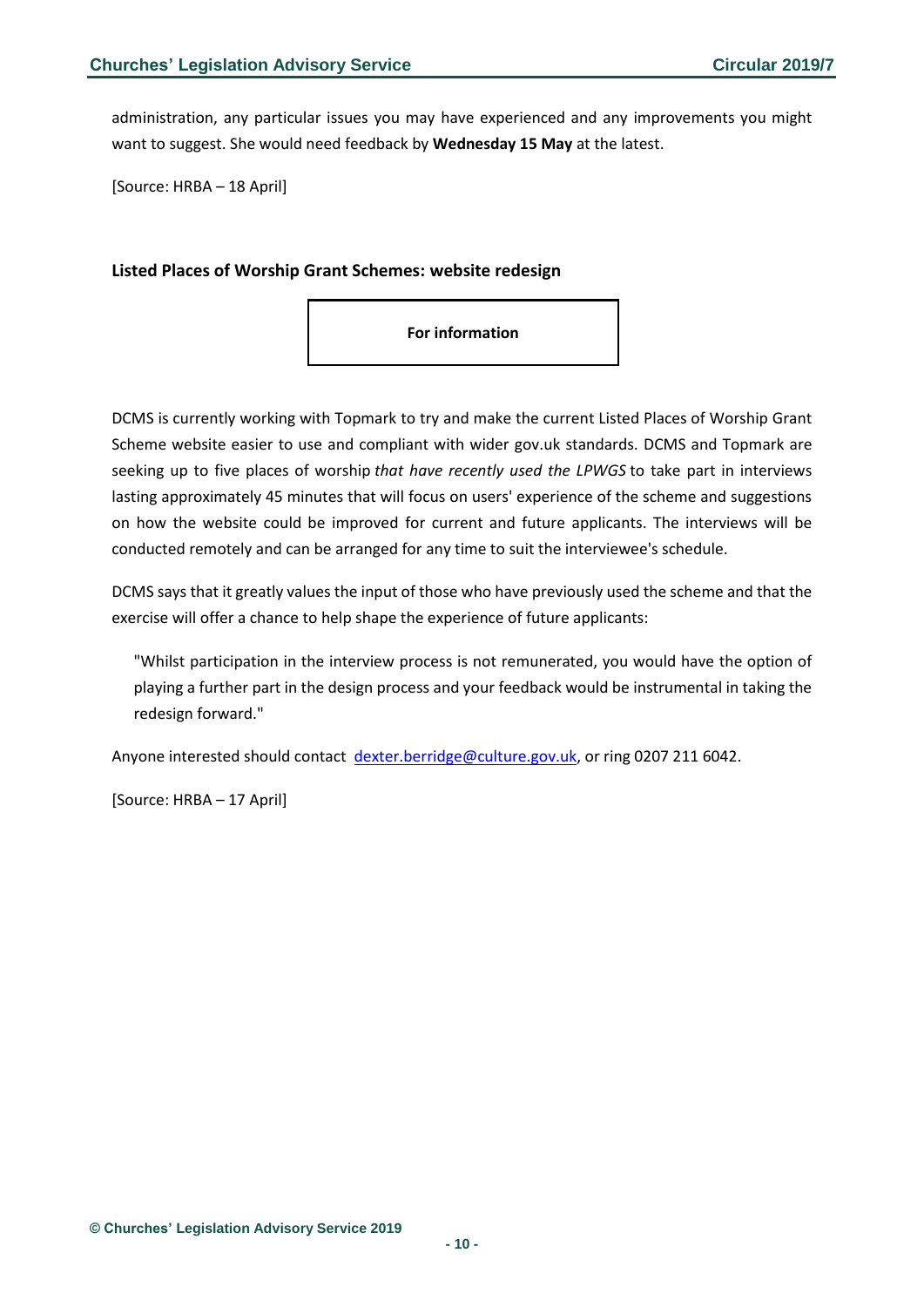administration, any particular issues you may have experienced and any improvements you might want to suggest. She would need feedback by **Wednesday 15 May** at the latest.

[Source: HRBA – 18 April]

### Listed Places of Worship Grant Schemes: website redesign

**For information**

DCMS is currently working with Topmark to try and make the current Listed Places of Worship Grant Scheme website easier to use and compliant with wider gov.uk standards. DCMS and Topmark are seeking up to five places of worship *that have recently used the LPWGS* to take part in interviews lasting approximately 45 minutes that will focus on users' experience of the scheme and suggestions on how the website could be improved for current and future applicants. The interviews will be conducted remotely and can be arranged for any time to suit the interviewee's schedule.

DCMS says that it greatly values the input of those who have previously used the scheme and that the exercise will offer a chance to help shape the experience of future applicants:

> "Whilst participation in the interview process is not remunerated, you would have the option of playing a further part in the design process and your feedback would be instrumental in taking the redesign forward."

Anyone interested should contact dexter.berridge@culture.gov.uk, or ring 0207 211 6042.

[Source: HRBA – 17 April]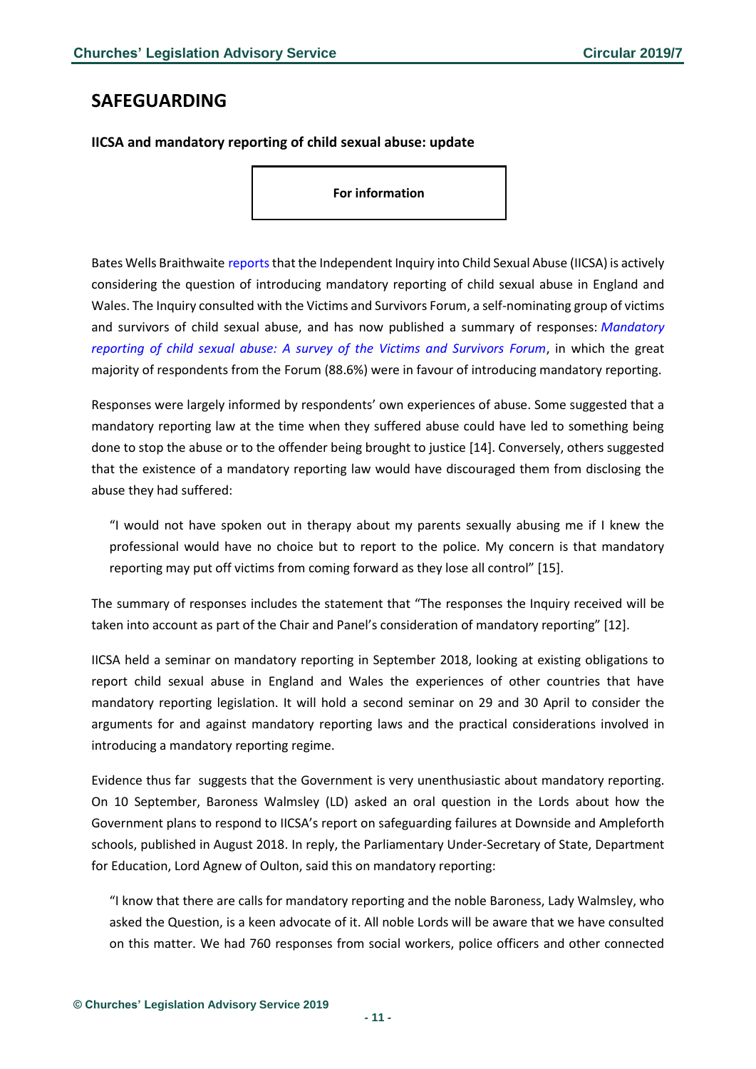## SAFEGUARDING

### IICSA and mandatory reporting of child sexual abuse: update

**For information**

Bates Wells Braithwaite reports that the Independent Inquiry into Child Sexual Abuse (IICSA) is actively considering the question of introducing mandatory reporting of child sexual abuse in England and Wales. The Inquiry consulted with the Victims and Survivors Forum, a self-nominating group of victims and survivors of child sexual abuse, and has now published a summary of responses: *Mandatory reporting of child sexual abuse: A survey of the Victims and Survivors Forum*, in which the great majority of respondents from the Forum (88.6%) were in favour of introducing mandatory reporting.

Responses were largely informed by respondents' own experiences of abuse. Some suggested that a mandatory reporting law at the time when they suffered abuse could have led to something being done to stop the abuse or to the offender being brought to justice [14]. Conversely, others suggested that the existence of a mandatory reporting law would have discouraged them from disclosing the abuse they had suffered:

> "I would not have spoken out in therapy about my parents sexually abusing me if I knew the professional would have no choice but to report to the police. My concern is that mandatory reporting may put off victims from coming forward as they lose all control" [15].

The summary of responses includes the statement that "The responses the Inquiry received will be taken into account as part of the Chair and Panel's consideration of mandatory reporting" [12].

IICSA held a seminar on mandatory reporting in September 2018, looking at existing obligations to report child sexual abuse in England and Wales the experiences of other countries that have mandatory reporting legislation. It will hold a second seminar on 29 and 30 April to consider the arguments for and against mandatory reporting laws and the practical considerations involved in introducing a mandatory reporting regime.

Evidence thus far suggests that the Government is very unenthusiastic about mandatory reporting. On 10 September, Baroness Walmsley (LD) asked an oral question in the Lords about how the Government plans to respond to IICSA's report on safeguarding failures at Downside and Ampleforth schools, published in August 2018. In reply, the Parliamentary Under-Secretary of State, Department for Education, Lord Agnew of Oulton, said this on mandatory reporting:

> "I know that there are calls for mandatory reporting and the noble Baroness, Lady Walmsley, who asked the Question, is a keen advocate of it. All noble Lords will be aware that we have consulted on this matter. We had 760 responses from social workers, police officers and other connected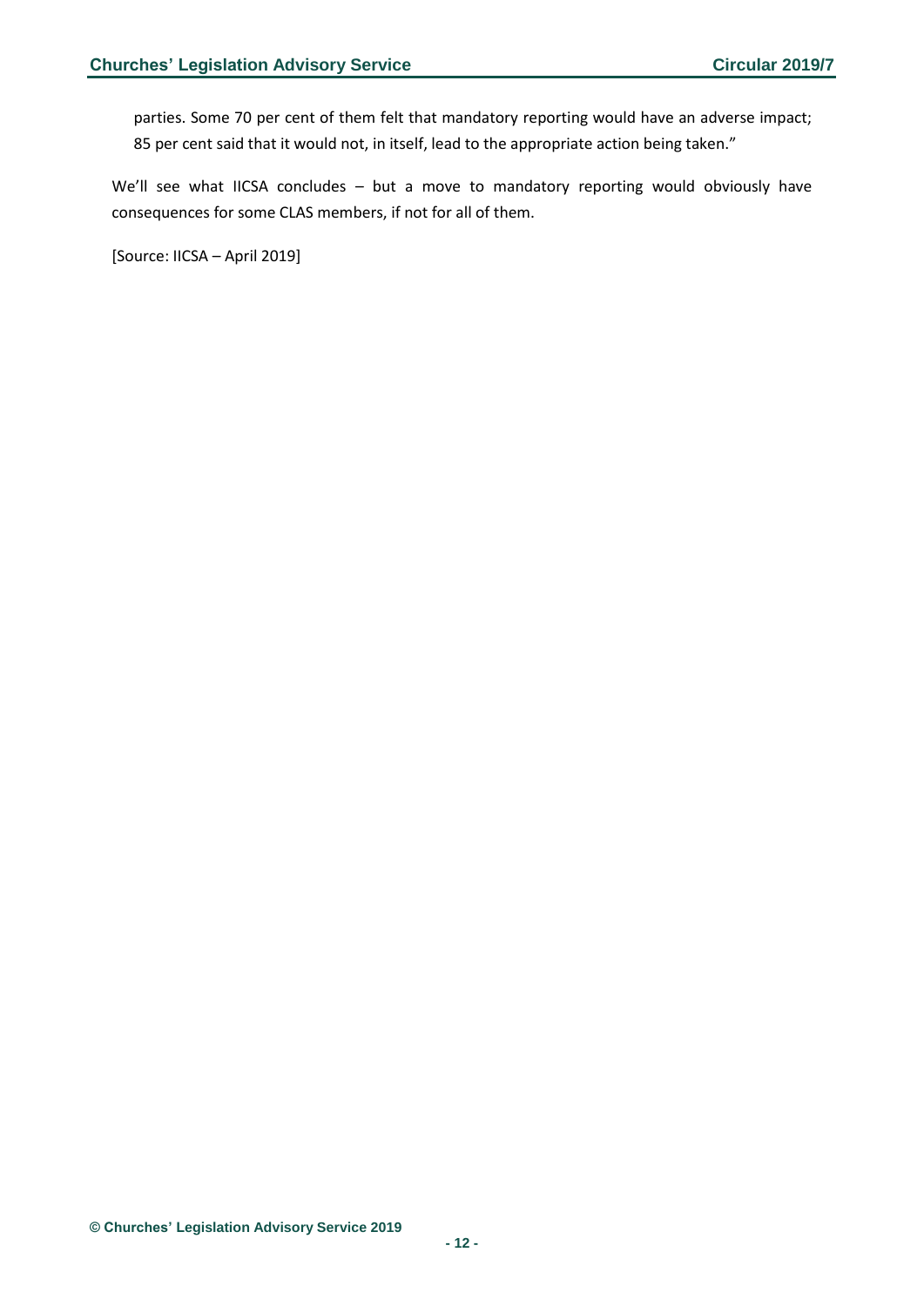parties. Some 70 per cent of them felt that mandatory reporting would have an adverse impact; 85 per cent said that it would not, in itself, lead to the appropriate action being taken."

We'll see what IICSA concludes – but a move to mandatory reporting would obviously have consequences for some CLAS members, if not for all of them.

[Source: IICSA – April 2019]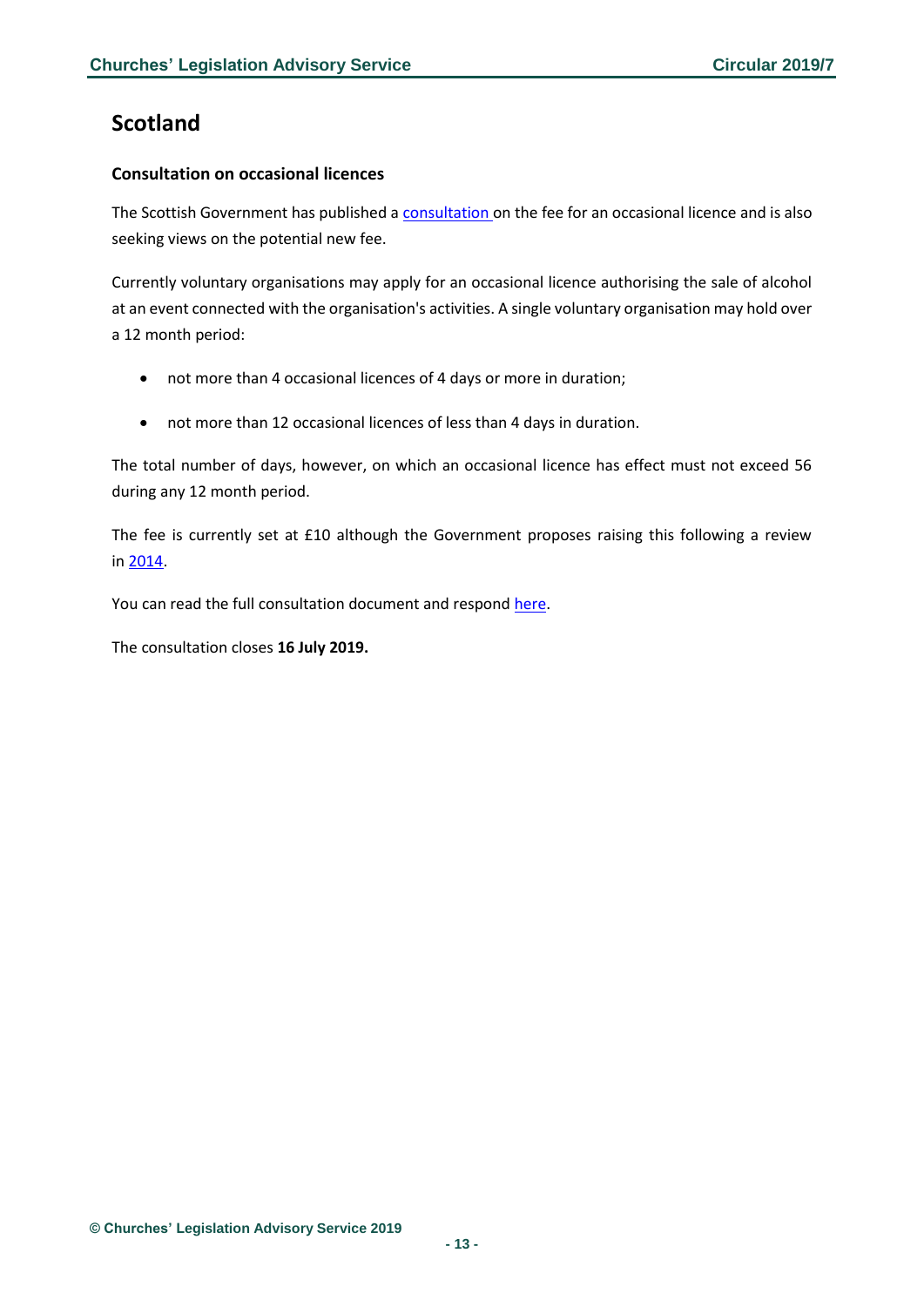# Scotland

### Consultation on occasional licences

The Scottish Government has published a consultation on the fee for an occasional licence and is also seeking views on the potential new fee.

Currently voluntary organisations may apply for an occasional licence authorising the sale of alcohol at an event connected with the organisation's activities. A single voluntary organisation may hold over a 12 month period:

- not more than 4 occasional licences of 4 days or more in duration;
- not more than 12 occasional licences of less than 4 days in duration.

The total number of days, however, on which an occasional licence has effect must not exceed 56 during any 12 month period.

The fee is currently set at £10 although the Government proposes raising this following a review in 2014.

You can read the full consultation document and respond here.

The consultation closes **16 July 2019.**